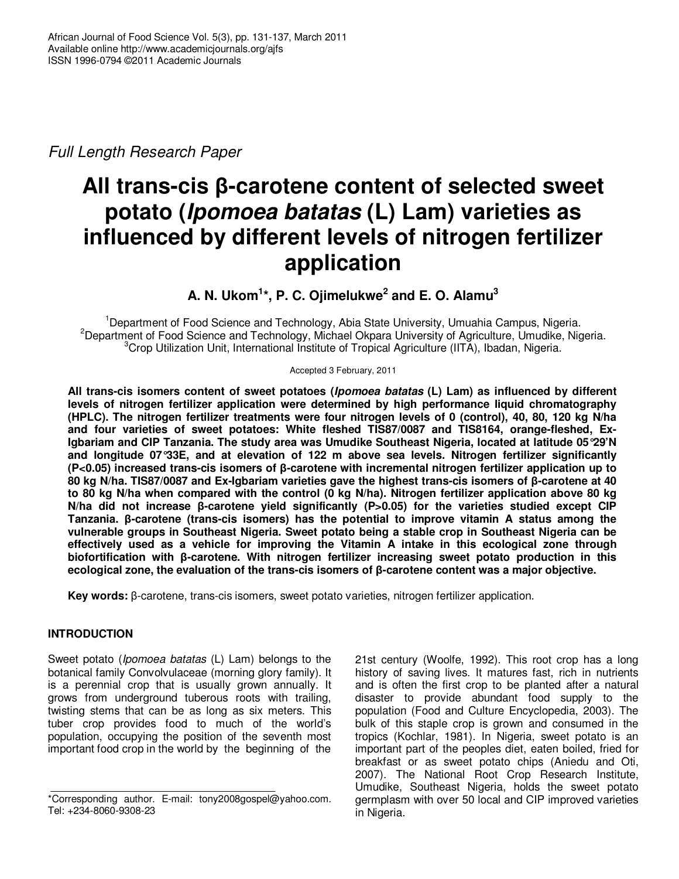Full Length Research Paper

# All trans-cis β-carotene content of selected sweet potato (*Ipomoea batatas* (L) Lam) varieties as influenced by different levels of nitrogen fertilizer application

**A. N. Ukom[1]*, P. C. Ojimelukwe[2] and E. O. Alamu[3]**

[1]Department of Food Science and Technology, Abia State University, Umuahia Campus, Nigeria.
[2]Department of Food Science and Technology, Michael Okpara University of Agriculture, Umudike, Nigeria.
[3]Crop Utilization Unit, International Institute of Tropical Agriculture (IITA), Ibadan, Nigeria.

Accepted 3 February, 2011

**All trans-cis isomers content of sweet potatoes (*Ipomoea batatas* (L) Lam) as influenced by different levels of nitrogen fertilizer application were determined by high performance liquid chromatography (HPLC). The nitrogen fertilizer treatments were four nitrogen levels of 0 (control), 40, 80, 120 kg N/ha and four varieties of sweet potatoes: White fleshed TIS87/0087 and TIS8164, orange-fleshed, Ex-Igbariam and CIP Tanzania. The study area was Umudike Southeast Nigeria, located at latitude 05°29'N and longitude 07°33E, and at elevation of 122 m above sea levels. Nitrogen fertilizer significantly ($P<0.05$) increased trans-cis isomers of β-carotene with incremental nitrogen fertilizer application up to 80 kg N/ha. TIS87/0087 and Ex-Igbariam varieties gave the highest trans-cis isomers of β-carotene at 40 to 80 kg N/ha when compared with the control (0 kg N/ha). Nitrogen fertilizer application above 80 kg N/ha did not increase β-carotene yield significantly ($P>0.05$) for the varieties studied except CIP Tanzania. β-carotene (trans-cis isomers) has the potential to improve vitamin A status among the vulnerable groups in Southeast Nigeria. Sweet potato being a stable crop in Southeast Nigeria can be effectively used as a vehicle for improving the Vitamin A intake in this ecological zone through biofortification with β-carotene. With nitrogen fertilizer increasing sweet potato production in this ecological zone, the evaluation of the trans-cis isomers of β-carotene content was a major objective.**

**Key words:** β-carotene, trans-cis isomers, sweet potato varieties, nitrogen fertilizer application.

## INTRODUCTION

Sweet potato (*Ipomoea batatas* (L) Lam) belongs to the botanical family Convolvulaceae (morning glory family). It is a perennial crop that is usually grown annually. It grows from underground tuberous roots with trailing, twisting stems that can be as long as six meters. This tuber crop provides food to much of the world's population, occupying the position of the seventh most important food crop in the world by the beginning of the 21st century (Woolfe, 1992). This root crop has a long history of saving lives. It matures fast, rich in nutrients and is often the first crop to be planted after a natural disaster to provide abundant food supply to the population (Food and Culture Encyclopedia, 2003). The bulk of this staple crop is grown and consumed in the tropics (Kochlar, 1981). In Nigeria, sweet potato is an important part of the peoples diet, eaten boiled, fried for breakfast or as sweet potato chips (Aniedu and Oti, 2007). The National Root Crop Research Institute, Umudike, Southeast Nigeria, holds the sweet potato germplasm with over 50 local and CIP improved varieties in Nigeria.

*Corresponding author. E-mail: tony2008gospel@yahoo.com. Tel: +234-8060-9308-23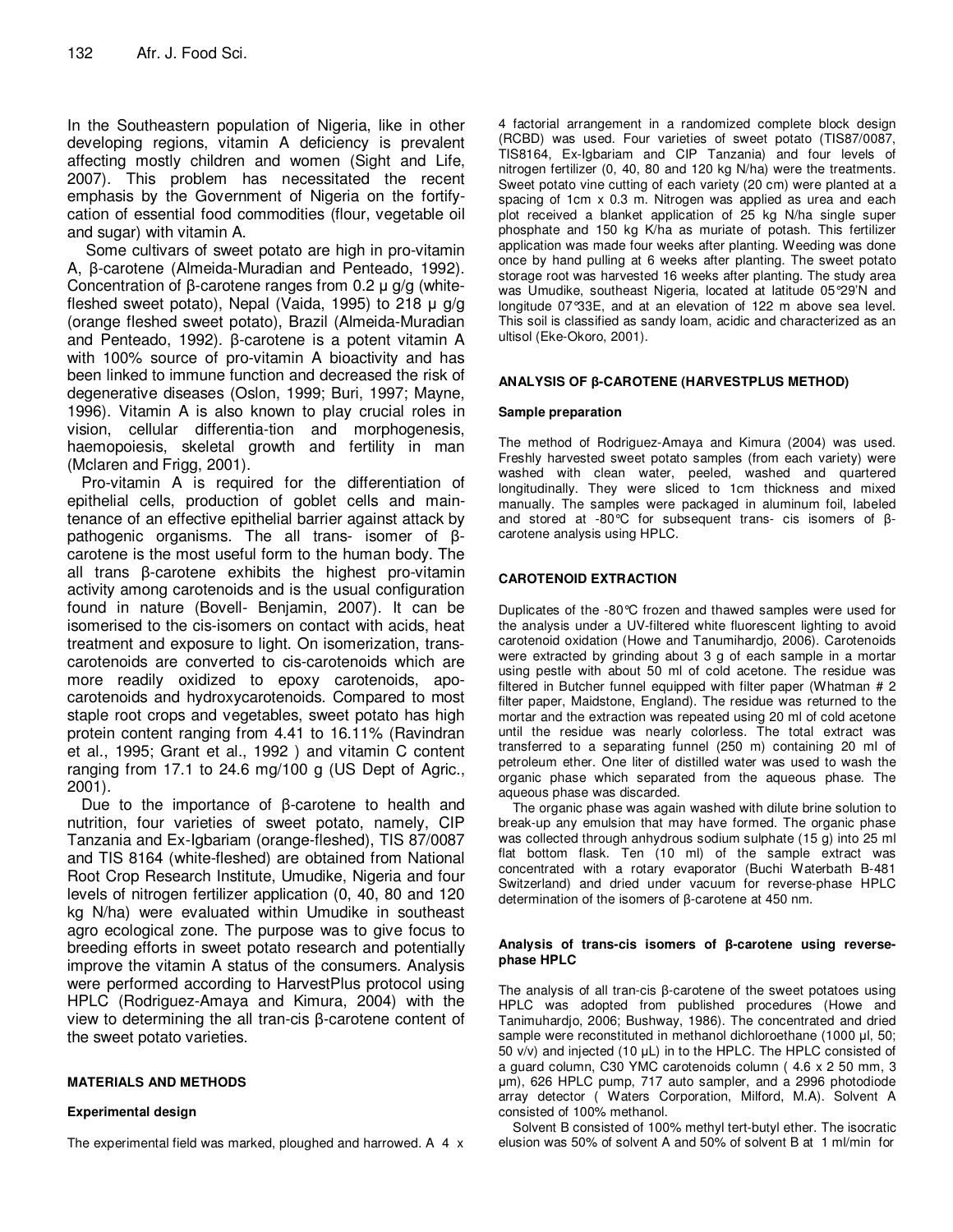In the Southeastern population of Nigeria, like in other developing regions, vitamin A deficiency is prevalent affecting mostly children and women (Sight and Life, 2007). This problem has necessitated the recent emphasis by the Government of Nigeria on the fortify-cation of essential food commodities (flour, vegetable oil and sugar) with vitamin A.

Some cultivars of sweet potato are high in pro-vitamin A, β-carotene (Almeida-Muradian and Penteado, 1992). Concentration of β-carotene ranges from 0.2 μ g/g (white-fleshed sweet potato), Nepal (Vaida, 1995) to 218 μ g/g (orange fleshed sweet potato), Brazil (Almeida-Muradian and Penteado, 1992). β-carotene is a potent vitamin A with 100% source of pro-vitamin A bioactivity and has been linked to immune function and decreased the risk of degenerative diseases (Oslon, 1999; Buri, 1997; Mayne, 1996). Vitamin A is also known to play crucial roles in vision, cellular differentia-tion and morphogenesis, haemopoiesis, skeletal growth and fertility in man (Mclaren and Frigg, 2001).

Pro-vitamin A is required for the differentiation of epithelial cells, production of goblet cells and main-tenance of an effective epithelial barrier against attack by pathogenic organisms. The all trans- isomer of β-carotene is the most useful form to the human body. The all trans β-carotene exhibits the highest pro-vitamin activity among carotenoids and is the usual configuration found in nature (Bovell- Benjamin, 2007). It can be isomerised to the cis-isomers on contact with acids, heat treatment and exposure to light. On isomerization, trans-carotenoids are converted to cis-carotenoids which are more readily oxidized to epoxy carotenoids, apo-carotenoids and hydroxycarotenoids. Compared to most staple root crops and vegetables, sweet potato has high protein content ranging from 4.41 to 16.11% (Ravindran et al., 1995; Grant et al., 1992 ) and vitamin C content ranging from 17.1 to 24.6 mg/100 g (US Dept of Agric., 2001).

Due to the importance of β-carotene to health and nutrition, four varieties of sweet potato, namely, CIP Tanzania and Ex-Igbariam (orange-fleshed), TIS 87/0087 and TIS 8164 (white-fleshed) are obtained from National Root Crop Research Institute, Umudike, Nigeria and four levels of nitrogen fertilizer application (0, 40, 80 and 120 kg N/ha) were evaluated within Umudike in southeast agro ecological zone. The purpose was to give focus to breeding efforts in sweet potato research and potentially improve the vitamin A status of the consumers. Analysis were performed according to HarvestPlus protocol using HPLC (Rodriguez-Amaya and Kimura, 2004) with the view to determining the all tran-cis β-carotene content of the sweet potato varieties.

## MATERIALS AND METHODS

### Experimental design

The experimental field was marked, ploughed and harrowed. A 4 x 4 factorial arrangement in a randomized complete block design (RCBD) was used. Four varieties of sweet potato (TIS87/0087, TIS8164, Ex-Igbariam and CIP Tanzania) and four levels of nitrogen fertilizer (0, 40, 80 and 120 kg N/ha) were the treatments. Sweet potato vine cutting of each variety (20 cm) were planted at a spacing of 1cm x 0.3 m. Nitrogen was applied as urea and each plot received a blanket application of 25 kg N/ha single super phosphate and 150 kg K/ha as muriate of potash. This fertilizer application was made four weeks after planting. Weeding was done once by hand pulling at 6 weeks after planting. The sweet potato storage root was harvested 16 weeks after planting. The study area was Umudike, southeast Nigeria, located at latitude 05°29'N and longitude 07°33E, and at an elevation of 122 m above sea level. This soil is classified as sandy loam, acidic and characterized as an ultisol (Eke-Okoro, 2001).

## ANALYSIS OF β-CAROTENE (HARVESTPLUS METHOD)

### Sample preparation

The method of Rodriguez-Amaya and Kimura (2004) was used. Freshly harvested sweet potato samples (from each variety) were washed with clean water, peeled, washed and quartered longitudinally. They were sliced to 1cm thickness and mixed manually. The samples were packaged in aluminum foil, labeled and stored at -80°C for subsequent trans- cis isomers of β-carotene analysis using HPLC.

## CAROTENOID EXTRACTION

Duplicates of the -80°C frozen and thawed samples were used for the analysis under a UV-filtered white fluorescent lighting to avoid carotenoid oxidation (Howe and Tanumihardjo, 2006). Carotenoids were extracted by grinding about 3 g of each sample in a mortar using pestle with about 50 ml of cold acetone. The residue was filtered in Butcher funnel equipped with filter paper (Whatman # 2 filter paper, Maidstone, England). The residue was returned to the mortar and the extraction was repeated using 20 ml of cold acetone until the residue was nearly colorless. The total extract was transferred to a separating funnel (250 m) containing 20 ml of petroleum ether. One liter of distilled water was used to wash the organic phase which separated from the aqueous phase. The aqueous phase was discarded.

The organic phase was again washed with dilute brine solution to break-up any emulsion that may have formed. The organic phase was collected through anhydrous sodium sulphate (15 g) into 25 ml flat bottom flask. Ten (10 ml) of the sample extract was concentrated with a rotary evaporator (Buchi Waterbath B-481 Switzerland) and dried under vacuum for reverse-phase HPLC determination of the isomers of β-carotene at 450 nm.

### Analysis of trans-cis isomers of β-carotene using reverse-phase HPLC

The analysis of all tran-cis β-carotene of the sweet potatoes using HPLC was adopted from published procedures (Howe and Tanimuhardjo, 2006; Bushway, 1986). The concentrated and dried sample were reconstituted in methanol dichloroethane (1000 μl, 50; 50 v/v) and injected (10 μL) in to the HPLC. The HPLC consisted of a guard column, C30 YMC carotenoids column ( 4.6 x 2 50 mm, 3 μm), 626 HPLC pump, 717 auto sampler, and a 2996 photodiode array detector ( Waters Corporation, Milford, M.A). Solvent A consisted of 100% methanol.

Solvent B consisted of 100% methyl tert-butyl ether. The isocratic elution was 50% of solvent A and 50% of solvent B at 1 ml/min for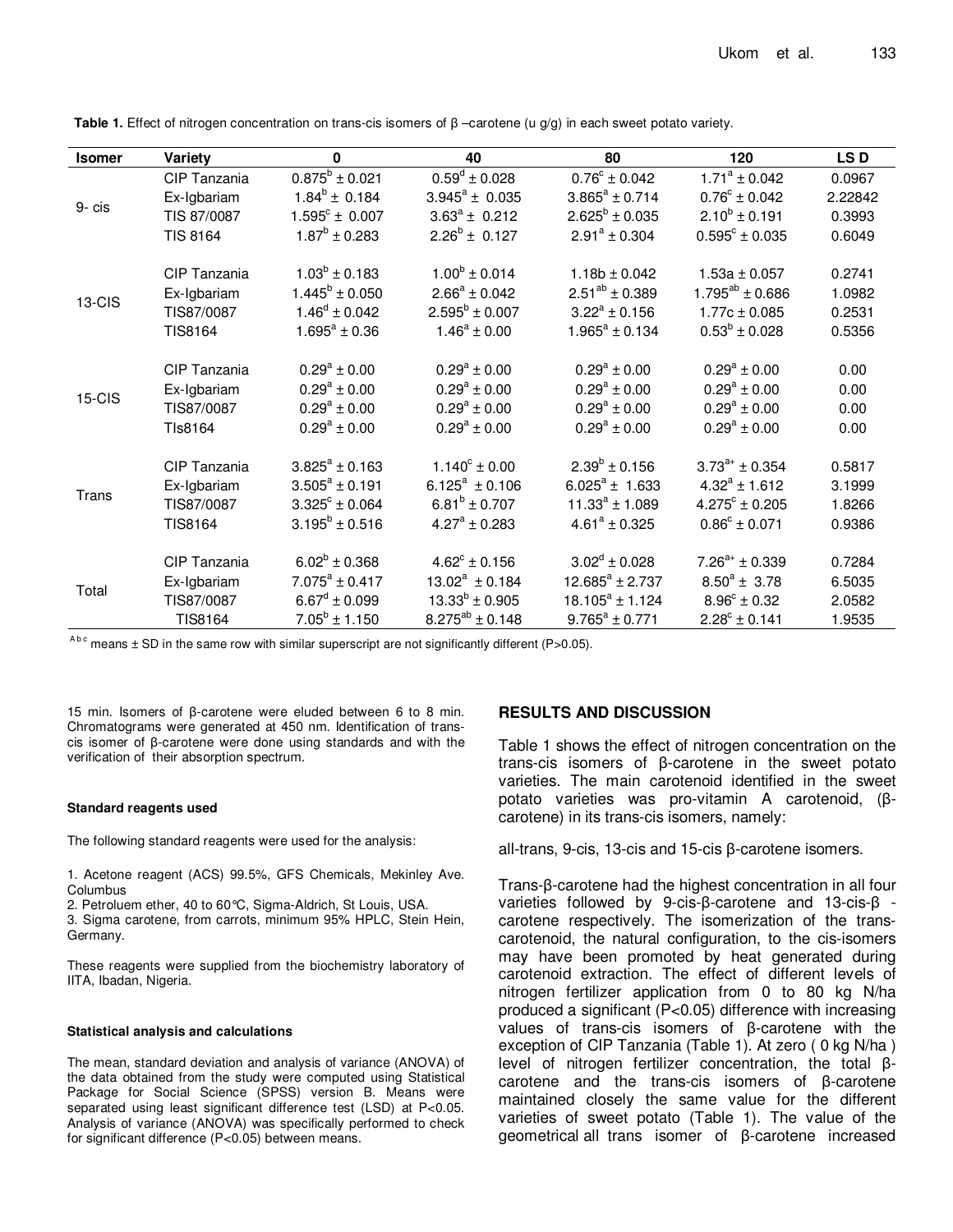**Table 1.** Effect of nitrogen concentration on trans-cis isomers of β –carotene (u g/g) in each sweet potato variety.

| Isomer | Variety | 0 | 40 | 80 | 120 | LS D |
|---|---|---|---|---|---|---|
| 9- cis | CIP Tanzania | $0.875^b \pm 0.021$ | $0.59^d \pm 0.028$ | $0.76^c \pm 0.042$ | $1.71^a \pm 0.042$ | 0.0967 |
| | Ex-Igbariam | $1.84^b \pm 0.184$ | $3.945^a \pm 0.035$ | $3.865^a \pm 0.714$ | $0.76^c \pm 0.042$ | 2.22842 |
| | TIS 87/0087 | $1.595^c \pm 0.007$ | $3.63^a \pm 0.212$ | $2.625^b \pm 0.035$ | $2.10^b \pm 0.191$ | 0.3993 |
| | TIS 8164 | $1.87^b \pm 0.283$ | $2.26^b \pm 0.127$ | $2.91^a \pm 0.304$ | $0.595^c \pm 0.035$ | 0.6049 |
| 13-CIS | CIP Tanzania | $1.03^b \pm 0.183$ | $1.00^b \pm 0.014$ | 1.18b ± 0.042 | 1.53a ± 0.057 | 0.2741 |
| | Ex-Igbariam | $1.445^b \pm 0.050$ | $2.66^a \pm 0.042$ | $2.51^{ab} \pm 0.389$ | $1.795^{ab} \pm 0.686$ | 1.0982 |
| | TIS87/0087 | $1.46^d \pm 0.042$ | $2.595^b \pm 0.007$ | $3.22^a \pm 0.156$ | 1.77c ± 0.085 | 0.2531 |
| | TIS8164 | $1.695^a \pm 0.36$ | $1.46^a \pm 0.00$ | $1.965^a \pm 0.134$ | $0.53^b \pm 0.028$ | 0.5356 |
| 15-CIS | CIP Tanzania | $0.29^a \pm 0.00$ | $0.29^a \pm 0.00$ | $0.29^a \pm 0.00$ | $0.29^a \pm 0.00$ | 0.00 |
| | Ex-Igbariam | $0.29^a \pm 0.00$ | $0.29^a \pm 0.00$ | $0.29^a \pm 0.00$ | $0.29^a \pm 0.00$ | 0.00 |
| | TIS87/0087 | $0.29^a \pm 0.00$ | $0.29^a \pm 0.00$ | $0.29^a \pm 0.00$ | $0.29^a \pm 0.00$ | 0.00 |
| | TIs8164 | $0.29^a \pm 0.00$ | $0.29^a \pm 0.00$ | $0.29^a \pm 0.00$ | $0.29^a \pm 0.00$ | 0.00 |
| Trans | CIP Tanzania | $3.825^a \pm 0.163$ | $1.140^c \pm 0.00$ | $2.39^b \pm 0.156$ | $3.73^{a+} \pm 0.354$ | 0.5817 |
| | Ex-Igbariam | $3.505^a \pm 0.191$ | $6.125^a \pm 0.106$ | $6.025^a \pm 1.633$ | $4.32^a \pm 1.612$ | 3.1999 |
| | TIS87/0087 | $3.325^c \pm 0.064$ | $6.81^b \pm 0.707$ | $11.33^a \pm 1.089$ | $4.275^c \pm 0.205$ | 1.8266 |
| | TIS8164 | $3.195^b \pm 0.516$ | $4.27^a \pm 0.283$ | $4.61^a \pm 0.325$ | $0.86^c \pm 0.071$ | 0.9386 |
| Total | CIP Tanzania | $6.02^b \pm 0.368$ | $4.62^c \pm 0.156$ | $3.02^d \pm 0.028$ | $7.26^{a+} \pm 0.339$ | 0.7284 |
| | Ex-Igbariam | $7.075^a \pm 0.417$ | $13.02^a \pm 0.184$ | $12.685^a \pm 2.737$ | $8.50^a \pm 3.78$ | 6.5035 |
| | TIS87/0087 | $6.67^d \pm 0.099$ | $13.33^b \pm 0.905$ | $18.105^a \pm 1.124$ | $8.96^c \pm 0.32$ | 2.0582 |
| | TIS8164 | $7.05^b \pm 1.150$ | $8.275^{ab} \pm 0.148$ | $9.765^a \pm 0.771$ | $2.28^c \pm 0.141$ | 1.9535 |

[A b c] means ± SD in the same row with similar superscript are not significantly different (P>0.05).

15 min. Isomers of β-carotene were eluded between 6 to 8 min. Chromatograms were generated at 450 nm. Identification of trans-cis isomer of β-carotene were done using standards and with the verification of their absorption spectrum.

#### Standard reagents used

The following standard reagents were used for the analysis:

1. Acetone reagent (ACS) 99.5%, GFS Chemicals, Mekinley Ave. Columbus
2. Petroluem ether, 40 to 60°C, Sigma-Aldrich, St Louis, USA.
3. Sigma carotene, from carrots, minimum 95% HPLC, Stein Hein, Germany.

These reagents were supplied from the biochemistry laboratory of IITA, Ibadan, Nigeria.

#### Statistical analysis and calculations

The mean, standard deviation and analysis of variance (ANOVA) of the data obtained from the study were computed using Statistical Package for Social Science (SPSS) version B. Means were separated using least significant difference test (LSD) at P<0.05. Analysis of variance (ANOVA) was specifically performed to check for significant difference (P<0.05) between means.

## RESULTS AND DISCUSSION

Table 1 shows the effect of nitrogen concentration on the trans-cis isomers of β-carotene in the sweet potato varieties. The main carotenoid identified in the sweet potato varieties was pro-vitamin A carotenoid, (β-carotene) in its trans-cis isomers, namely:

all-trans, 9-cis, 13-cis and 15-cis β-carotene isomers.

Trans-β-carotene had the highest concentration in all four varieties followed by 9-cis-β-carotene and 13-cis-β -carotene respectively. The isomerization of the trans-carotenoid, the natural configuration, to the cis-isomers may have been promoted by heat generated during carotenoid extraction. The effect of different levels of nitrogen fertilizer application from 0 to 80 kg N/ha produced a significant (P<0.05) difference with increasing values of trans-cis isomers of β-carotene with the exception of CIP Tanzania (Table 1). At zero ( 0 kg N/ha ) level of nitrogen fertilizer concentration, the total β-carotene and the trans-cis isomers of β-carotene maintained closely the same value for the different varieties of sweet potato (Table 1). The value of the geometrical all trans isomer of β-carotene increased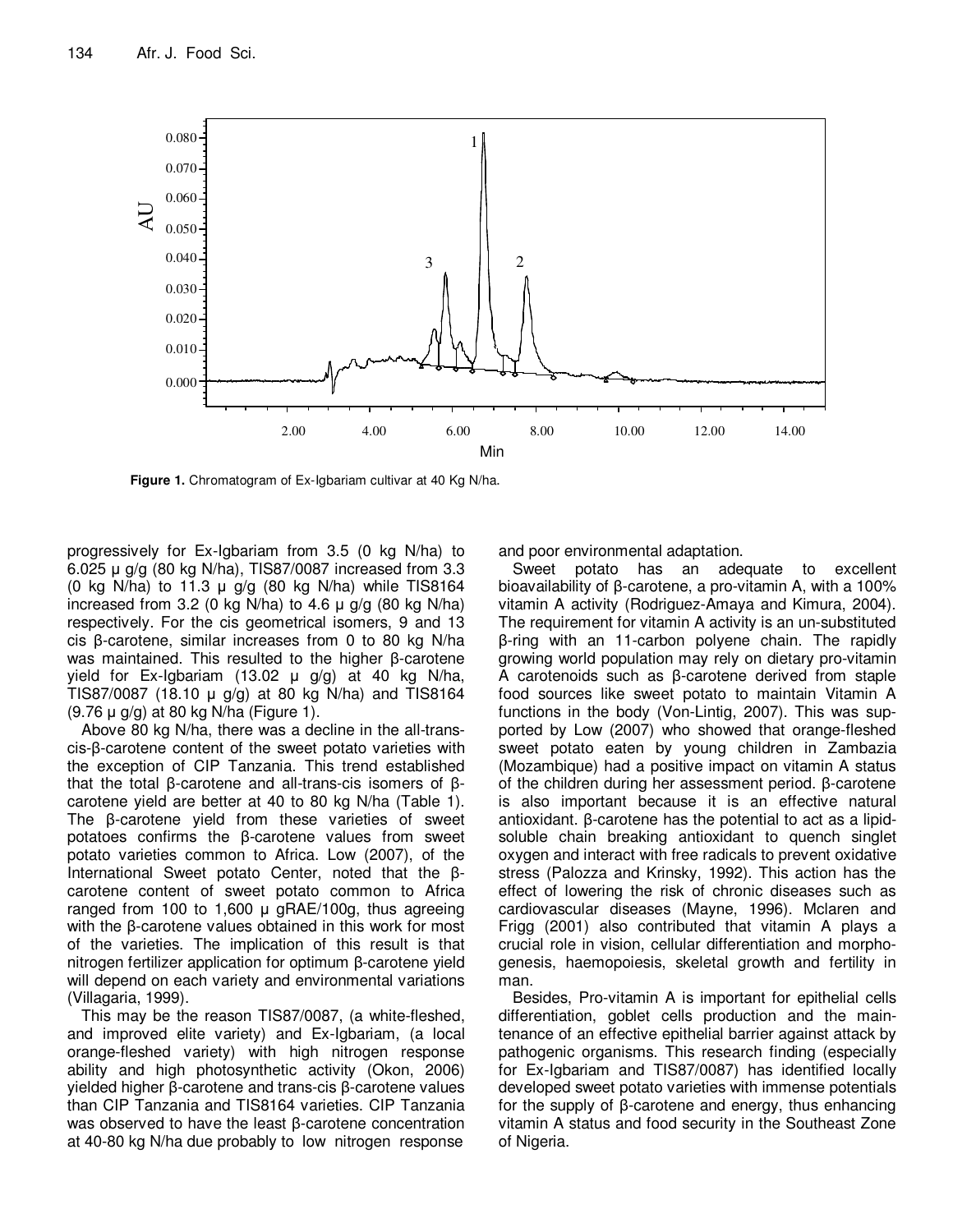Figure 1. Chromatogram of Ex-Igbariam cultivar at 40 Kg N/ha.

progressively for Ex-Igbariam from 3.5 (0 kg N/ha) to 6.025 µ g/g (80 kg N/ha), TIS87/0087 increased from 3.3 (0 kg N/ha) to 11.3 µ g/g (80 kg N/ha) while TIS8164 increased from 3.2 (0 kg N/ha) to 4.6 µ g/g (80 kg N/ha) respectively. For the cis geometrical isomers, 9 and 13 cis β-carotene, similar increases from 0 to 80 kg N/ha was maintained. This resulted to the higher β-carotene yield for Ex-Igbariam (13.02 µ g/g) at 40 kg N/ha, TIS87/0087 (18.10 µ g/g) at 80 kg N/ha) and TIS8164 (9.76 µ g/g) at 80 kg N/ha (Figure 1).

Above 80 kg N/ha, there was a decline in the all-trans-cis-β-carotene content of the sweet potato varieties with the exception of CIP Tanzania. This trend established that the total β-carotene and all-trans-cis isomers of β-carotene yield are better at 40 to 80 kg N/ha (Table 1). The β-carotene yield from these varieties of sweet potatoes confirms the β-carotene values from sweet potato varieties common to Africa. Low (2007), of the International Sweet potato Center, noted that the β-carotene content of sweet potato common to Africa ranged from 100 to 1,600 µ gRAE/100g, thus agreeing with the β-carotene values obtained in this work for most of the varieties. The implication of this result is that nitrogen fertilizer application for optimum β-carotene yield will depend on each variety and environmental variations (Villagaria, 1999).

This may be the reason TIS87/0087, (a white-fleshed, and improved elite variety) and Ex-Igbariam, (a local orange-fleshed variety) with high nitrogen response ability and high photosynthetic activity (Okon, 2006) yielded higher β-carotene and trans-cis β-carotene values than CIP Tanzania and TIS8164 varieties. CIP Tanzania was observed to have the least β-carotene concentration at 40-80 kg N/ha due probably to low nitrogen response and poor environmental adaptation.

Sweet potato has an adequate to excellent bioavailability of β-carotene, a pro-vitamin A, with a 100% vitamin A activity (Rodriguez-Amaya and Kimura, 2004). The requirement for vitamin A activity is an un-substituted β-ring with an 11-carbon polyene chain. The rapidly growing world population may rely on dietary pro-vitamin A carotenoids such as β-carotene derived from staple food sources like sweet potato to maintain Vitamin A functions in the body (Von-Lintig, 2007). This was supported by Low (2007) who showed that orange-fleshed sweet potato eaten by young children in Zambazia (Mozambique) had a positive impact on vitamin A status of the children during her assessment period. β-carotene is also important because it is an effective natural antioxidant. β-carotene has the potential to act as a lipid-soluble chain breaking antioxidant to quench singlet oxygen and interact with free radicals to prevent oxidative stress (Palozza and Krinsky, 1992). This action has the effect of lowering the risk of chronic diseases such as cardiovascular diseases (Mayne, 1996). Mclaren and Frigg (2001) also contributed that vitamin A plays a crucial role in vision, cellular differentiation and morphogenesis, haemopoiesis, skeletal growth and fertility in man.

Besides, Pro-vitamin A is important for epithelial cells differentiation, goblet cells production and the maintenance of an effective epithelial barrier against attack by pathogenic organisms. This research finding (especially for Ex-Igbariam and TIS87/0087) has identified locally developed sweet potato varieties with immense potentials for the supply of β-carotene and energy, thus enhancing vitamin A status and food security in the Southeast Zone of Nigeria.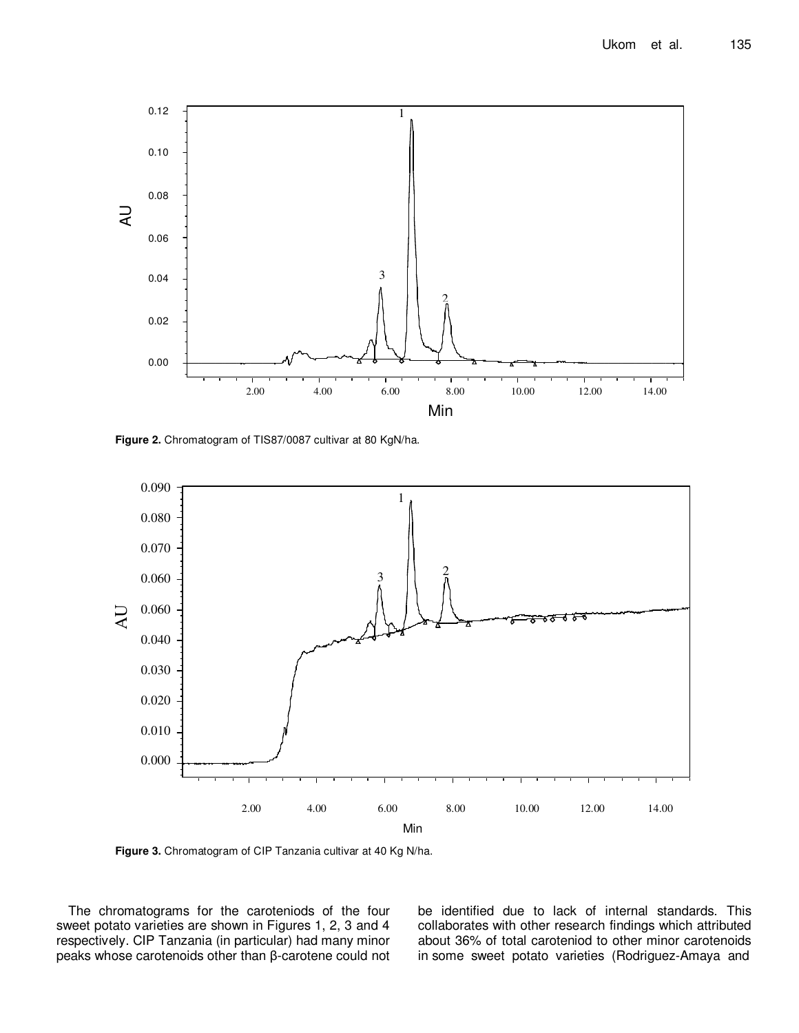Figure 2. Chromatogram of TIS87/0087 cultivar at 80 KgN/ha.

Figure 3. Chromatogram of CIP Tanzania cultivar at 40 Kg N/ha.

The chromatograms for the careteniods of the four sweet potato varieties are shown in Figures 1, 2, 3 and 4 respectively. CIP Tanzania (in particular) had many minor peaks whose carotenoids other than β-carotene could not be identified due to lack of internal standards. This collaborates with other research findings which attributed about 36% of total careteniod to other minor carotenoids in some sweet potato varieties (Rodriguez-Amaya and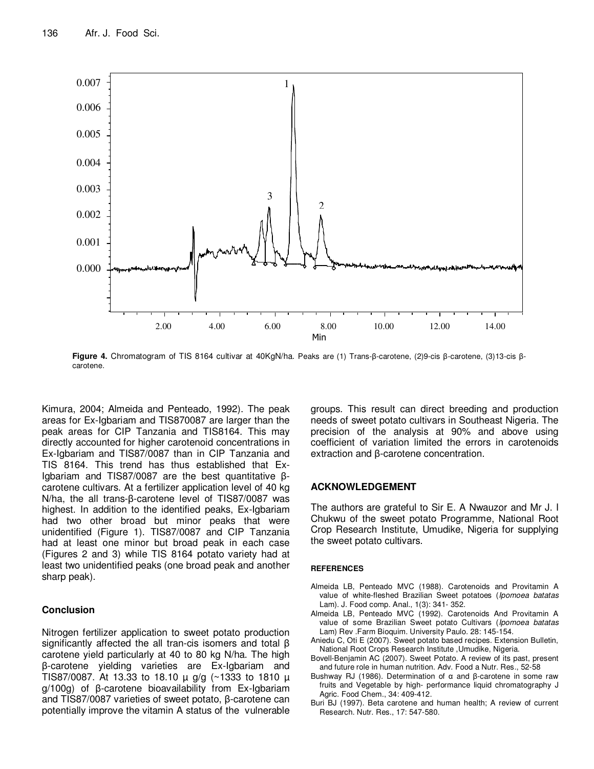Figure 4. Chromatogram of TIS 8164 cultivar at 40KgN/ha. Peaks are (1) Trans-β-carotene, (2)9-cis β-carotene, (3)13-cis β-carotene.

Kimura, 2004; Almeida and Penteado, 1992). The peak areas for Ex-Igbariam and TIS870087 are larger than the peak areas for CIP Tanzania and TIS8164. This may directly accounted for higher carotenoid concentrations in Ex-Igbariam and TIS87/0087 than in CIP Tanzania and TIS 8164. This trend has thus established that Ex-Igbariam and TIS87/0087 are the best quantitative β-carotene cultivars. At a fertilizer application level of 40 kg N/ha, the all trans-β-carotene level of TIS87/0087 was highest. In addition to the identified peaks, Ex-Igbariam had two other broad but minor peaks that were unidentified (Figure 1). TIS87/0087 and CIP Tanzania had at least one minor but broad peak in each case (Figures 2 and 3) while TIS 8164 potato variety had at least two unidentified peaks (one broad peak and another sharp peak).

## Conclusion

Nitrogen fertilizer application to sweet potato production significantly affected the all tran-cis isomers and total β carotene yield particularly at 40 to 80 kg N/ha. The high β-carotene yielding varieties are Ex-Igbariam and TIS87/0087. At 13.33 to 18.10 µ g/g (~1333 to 1810 µ g/100g) of β-carotene bioavailability from Ex-Igbariam and TIS87/0087 varieties of sweet potato, β-carotene can potentially improve the vitamin A status of the vulnerable groups. This result can direct breeding and production needs of sweet potato cultivars in Southeast Nigeria. The precision of the analysis at 90% and above using coefficient of variation limited the errors in carotenoids extraction and β-carotene concentration.

## ACKNOWLEDGEMENT

The authors are grateful to Sir E. A Nwauzor and Mr J. I Chukwu of the sweet potato Programme, National Root Crop Research Institute, Umudike, Nigeria for supplying the sweet potato cultivars.

### REFERENCES

Almeida LB, Penteado MVC (1988). Carotenoids and Provitamin A value of white-fleshed Brazilian Sweet potatoes (*Ipomoea batatas* Lam). J. Food comp. Anal., 1(3): 341- 352.

Almeida LB, Penteado MVC (1992). Carotenoids And Provitamin A value of some Brazilian Sweet potato Cultivars (*Ipomoea batatas* Lam) Rev .Farm Bioquim. University Paulo. 28: 145-154.

Aniedu C, Oti E (2007). Sweet potato based recipes. Extension Bulletin, National Root Crops Research Institute ,Umudike, Nigeria.

Bovell-Benjamin AC (2007). Sweet Potato. A review of its past, present and future role in human nutrition. Adv. Food a Nutr. Res., 52-58

Bushway RJ (1986). Determination of α and β-carotene in some raw fruits and Vegetable by high- performance liquid chromatography J Agric. Food Chem., 34: 409-412.

Buri BJ (1997). Beta carotene and human health; A review of current Research. Nutr. Res., 17: 547-580.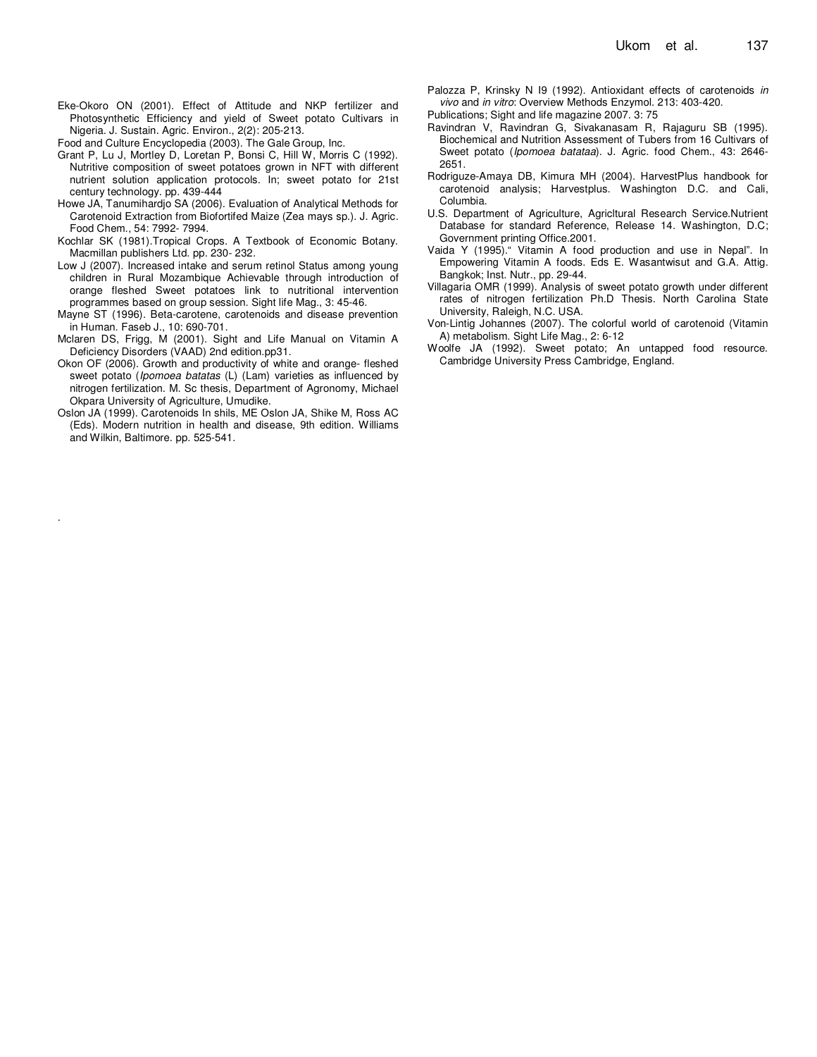Eke-Okoro ON (2001). Effect of Attitude and NKP fertilizer and Photosynthetic Efficiency and yield of Sweet potato Cultivars in Nigeria. J. Sustain. Agric. Environ., 2(2): 205-213.

Food and Culture Encyclopedia (2003). The Gale Group, Inc.

Grant P, Lu J, Mortley D, Loretan P, Bonsi C, Hill W, Morris C (1992). Nutritive composition of sweet potatoes grown in NFT with different nutrient solution application protocols. In; sweet potato for 21st century technology. pp. 439-444

Howe JA, Tanumihardjo SA (2006). Evaluation of Analytical Methods for Carotenoid Extraction from Biofortifed Maize (Zea mays sp.). J. Agric. Food Chem., 54: 7992- 7994.

Kochlar SK (1981).Tropical Crops. A Textbook of Economic Botany. Macmillan publishers Ltd. pp. 230- 232.

Low J (2007). Increased intake and serum retinol Status among young children in Rural Mozambique Achievable through introduction of orange fleshed Sweet potatoes link to nutritional intervention programmes based on group session. Sight life Mag., 3: 45-46.

Mayne ST (1996). Beta-carotene, carotenoids and disease prevention in Human. Faseb J., 10: 690-701.

Mclaren DS, Frigg, M (2001). Sight and Life Manual on Vitamin A Deficiency Disorders (VAAD) 2nd edition.pp31.

Okon OF (2006). Growth and productivity of white and orange- fleshed sweet potato (*Ipomoea batatas* (L) (Lam) varieties as influenced by nitrogen fertilization. M. Sc thesis, Department of Agronomy, Michael Okpara University of Agriculture, Umudike.

Oslon JA (1999). Carotenoids In shils, ME Oslon JA, Shike M, Ross AC (Eds). Modern nutrition in health and disease, 9th edition. Williams and Wilkin, Baltimore. pp. 525-541.

Palozza P, Krinsky N I9 (1992). Antioxidant effects of carotenoids *in vivo* and *in vitro*: Overview Methods Enzymol. 213: 403-420.

Publications; Sight and life magazine 2007. 3: 75

Ravindran V, Ravindran G, Sivakanasam R, Rajaguru SB (1995). Biochemical and Nutrition Assessment of Tubers from 16 Cultivars of Sweet potato (*Ipomoea batataa*). J. Agric. food Chem., 43: 2646-2651.

Rodriguze-Amaya DB, Kimura MH (2004). HarvestPlus handbook for carotenoid analysis; Harvestplus. Washington D.C. and Cali, Columbia.

U.S. Department of Agriculture, Agricltural Research Service.Nutrient Database for standard Reference, Release 14. Washington, D.C; Government printing Office.2001.

Vaida Y (1995).“ Vitamin A food production and use in Nepal”. In Empowering Vitamin A foods. Eds E. Wasantwisut and G.A. Attig. Bangkok; Inst. Nutr., pp. 29-44.

Villagaria OMR (1999). Analysis of sweet potato growth under different rates of nitrogen fertilization Ph.D Thesis. North Carolina State University, Raleigh, N.C. USA.

Von-Lintig Johannes (2007). The colorful world of carotenoid (Vitamin A) metabolism. Sight Life Mag., 2: 6-12

Woolfe JA (1992). Sweet potato; An untapped food resource. Cambridge University Press Cambridge, England.